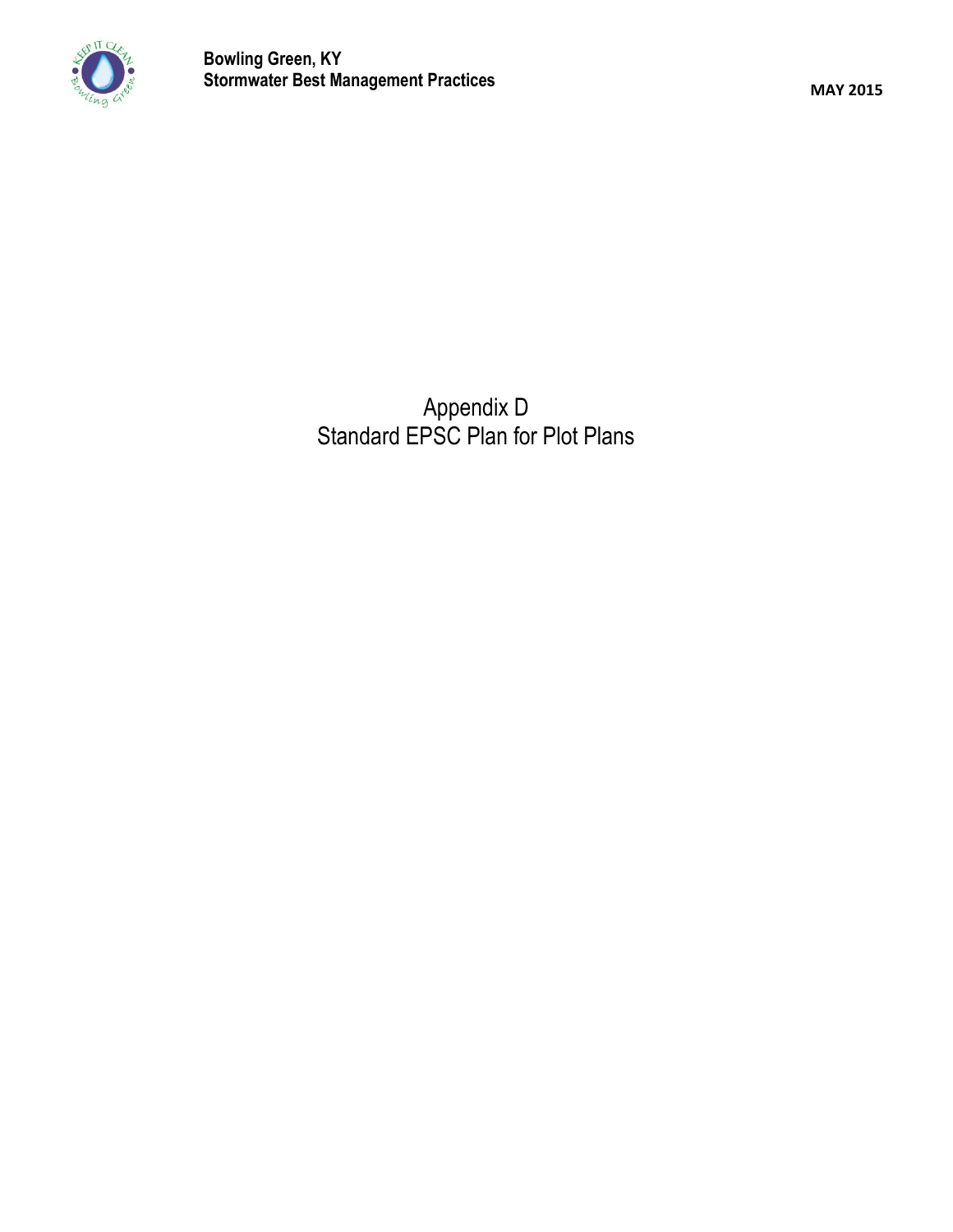# Appendix D
# Standard EPSC Plan for Plot Plans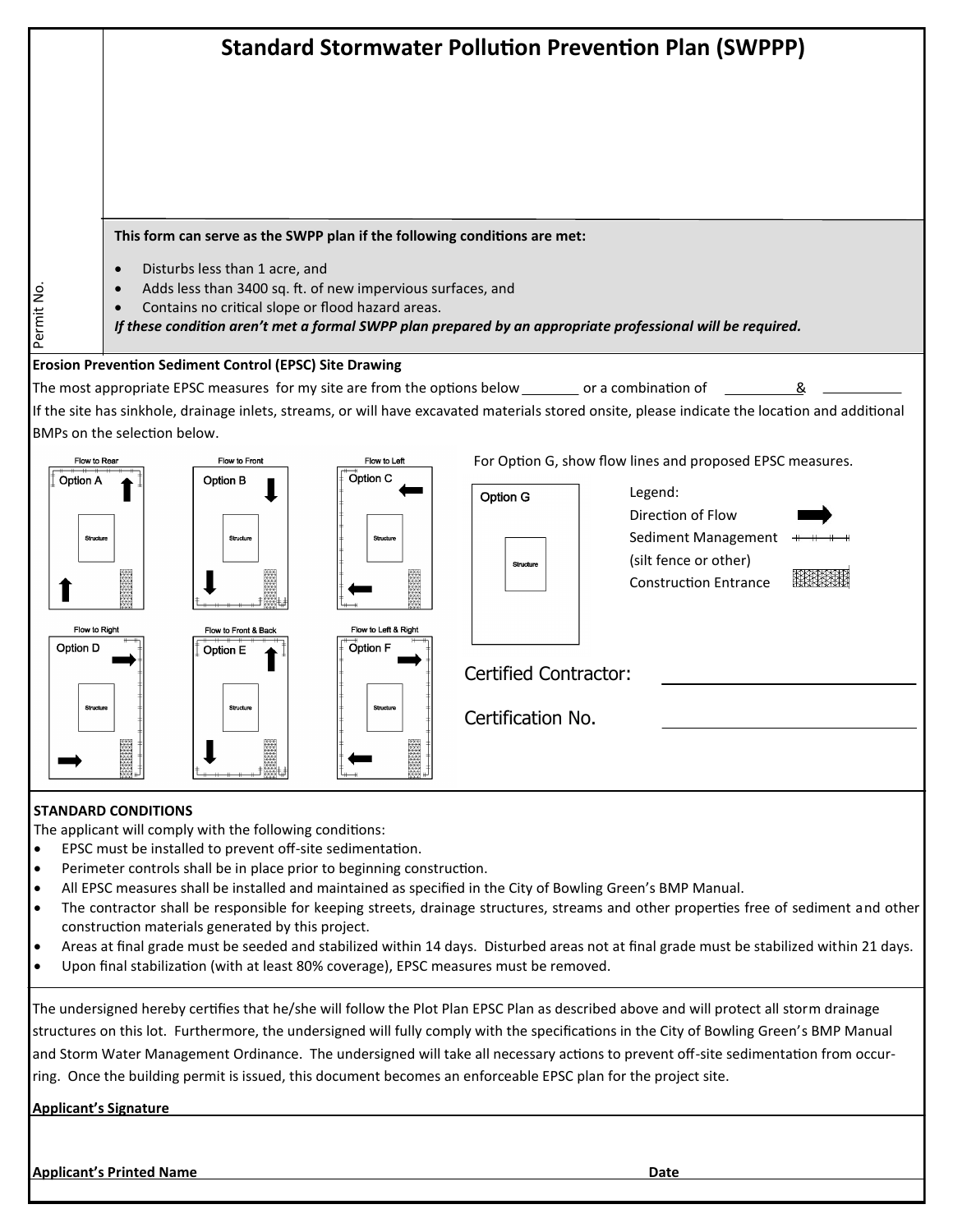# Standard Stormwater Pollution Prevention Plan (SWPPP)

Permit No.

**This form can serve as the SWPP plan if the following conditions are met:**

- Disturbs less than 1 acre, and
- Adds less than 3400 sq. ft. of new impervious surfaces, and
- Contains no critical slope or flood hazard areas.

***If these condition aren't met a formal SWPP plan prepared by an appropriate professional will be required.***

**Erosion Prevention Sediment Control (EPSC) Site Drawing**

The most appropriate EPSC measures for my site are from the options below _______ or a combination of __________ & __________

If the site has sinkhole, drainage inlets, streams, or will have excavated materials stored onsite, please indicate the location and additional BMPs on the selection below.

Flow to Rear
Option A
Structure

Flow to Front
Option B
Structure

Flow to Left
Option C
Structure

Flow to Right
Option D
Structure

Flow to Front & Back
Option E
Structure

Flow to Left & Right
Option F
Structure

For Option G, show flow lines and proposed EPSC measures.

Option G
Structure

Legend:
Direction of Flow
Sediment Management (silt fence or other)
Construction Entrance

Certified Contractor: ____________________

Certification No. ____________________

**STANDARD CONDITIONS**

The applicant will comply with the following conditions:

- EPSC must be installed to prevent off-site sedimentation.
- Perimeter controls shall be in place prior to beginning construction.
- All EPSC measures shall be installed and maintained as specified in the City of Bowling Green's BMP Manual.
- The contractor shall be responsible for keeping streets, drainage structures, streams and other properties free of sediment and other construction materials generated by this project.
- Areas at final grade must be seeded and stabilized within 14 days. Disturbed areas not at final grade must be stabilized within 21 days.
- Upon final stabilization (with at least 80% coverage), EPSC measures must be removed.

The undersigned hereby certifies that he/she will follow the Plot Plan EPSC Plan as described above and will protect all storm drainage structures on this lot. Furthermore, the undersigned will fully comply with the specifications in the City of Bowling Green's BMP Manual and Storm Water Management Ordinance. The undersigned will take all necessary actions to prevent off-site sedimentation from occurring. Once the building permit is issued, this document becomes an enforceable EPSC plan for the project site.

**Applicant's Signature**

**Applicant's Printed Name** **Date**